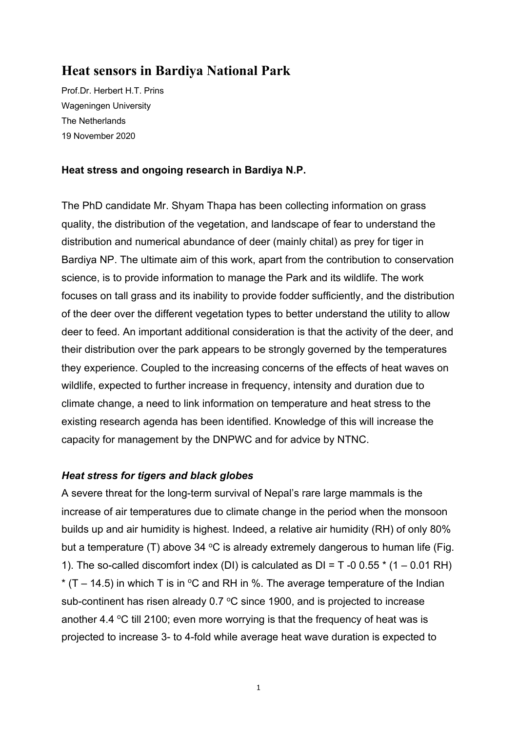# Heat sensors in Bardiya National Park

Prof.Dr. Herbert H.T. Prins
Wageningen University
The Netherlands
19 November 2020

**Heat stress and ongoing research in Bardiya N.P.**

The PhD candidate Mr. Shyam Thapa has been collecting information on grass quality, the distribution of the vegetation, and landscape of fear to understand the distribution and numerical abundance of deer (mainly chital) as prey for tiger in Bardiya NP. The ultimate aim of this work, apart from the contribution to conservation science, is to provide information to manage the Park and its wildlife. The work focuses on tall grass and its inability to provide fodder sufficiently, and the distribution of the deer over the different vegetation types to better understand the utility to allow deer to feed. An important additional consideration is that the activity of the deer, and their distribution over the park appears to be strongly governed by the temperatures they experience. Coupled to the increasing concerns of the effects of heat waves on wildlife, expected to further increase in frequency, intensity and duration due to climate change, a need to link information on temperature and heat stress to the existing research agenda has been identified. Knowledge of this will increase the capacity for management by the DNPWC and for advice by NTNC.

***Heat stress for tigers and black globes***

A severe threat for the long-term survival of Nepal's rare large mammals is the increase of air temperatures due to climate change in the period when the monsoon builds up and air humidity is highest. Indeed, a relative air humidity (RH) of only 80% but a temperature (T) above 34 $^{o}$C is already extremely dangerous to human life (Fig. 1). The so-called discomfort index (DI) is calculated as DI = T -0 0.55 * (1 – 0.01 RH) * (T – 14.5) in which T is in $^{o}$C and RH in %. The average temperature of the Indian sub-continent has risen already 0.7 $^{o}$C since 1900, and is projected to increase another 4.4 $^{o}$C till 2100; even more worrying is that the frequency of heat was is projected to increase 3- to 4-fold while average heat wave duration is expected to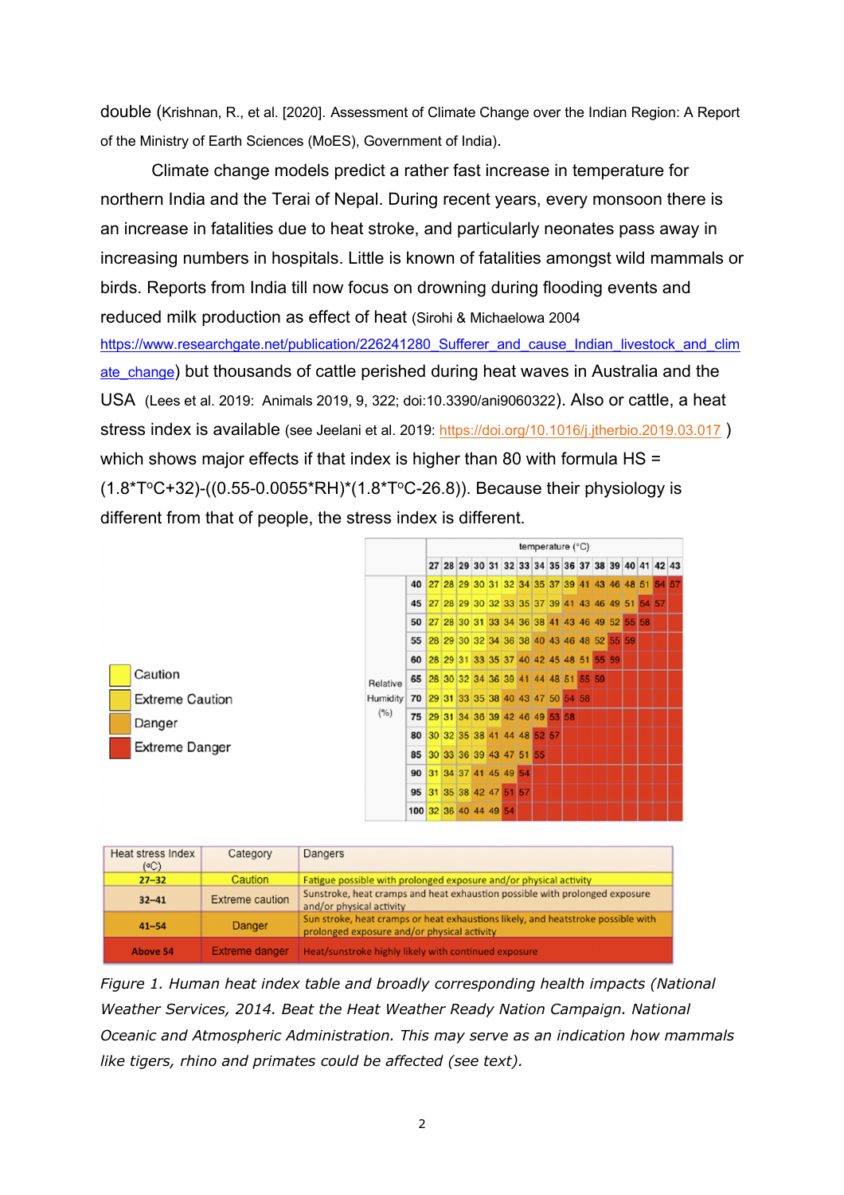double (Krishnan, R., et al. [2020]. Assessment of Climate Change over the Indian Region: A Report of the Ministry of Earth Sciences (MoES), Government of India).

Climate change models predict a rather fast increase in temperature for northern India and the Terai of Nepal. During recent years, every monsoon there is an increase in fatalities due to heat stroke, and particularly neonates pass away in increasing numbers in hospitals. Little is known of fatalities amongst wild mammals or birds. Reports from India till now focus on drowning during flooding events and reduced milk production as effect of heat (Sirohi & Michaelowa 2004 https://www.researchgate.net/publication/226241280_Sufferer_and_cause_Indian_livestock_and_climate_change) but thousands of cattle perished during heat waves in Australia and the USA (Lees et al. 2019: Animals 2019, 9, 322; doi:10.3390/ani9060322). Also or cattle, a heat stress index is available (see Jeelani et al. 2019: https://doi.org/10.1016/j.jtherbio.2019.03.017 ) which shows major effects if that index is higher than 80 with formula $HS = (1.8*T^{o}C+32)-((0.55-0.0055*RH)*(1.8*T^{o}C-26.8))$. Because their physiology is different from that of people, the stress index is different.

Legend: Caution; Extreme Caution; Danger; Extreme Danger

| Relative Humidity (%) \ temperature (°C) | 27 | 28 | 29 | 30 | 31 | 32 | 33 | 34 | 35 | 36 | 37 | 38 | 39 | 40 | 41 | 42 | 43 |
|---|---|---|---|---|---|---|---|---|---|---|---|---|---|---|---|---|---|
| 40 | 27 | 28 | 29 | 30 | 31 | 32 | 34 | 35 | 37 | 39 | 41 | 43 | 46 | 48 | 51 | 54 | 57 |
| 45 | 27 | 28 | 29 | 30 | 32 | 33 | 35 | 37 | 39 | 41 | 43 | 46 | 49 | 51 | 54 | 57 | |
| 50 | 27 | 28 | 30 | 31 | 33 | 34 | 36 | 38 | 41 | 43 | 46 | 49 | 52 | 55 | 58 | | |
| 55 | 28 | 29 | 30 | 32 | 34 | 36 | 38 | 40 | 43 | 46 | 48 | 52 | 55 | 59 | | | |
| 60 | 28 | 29 | 31 | 33 | 35 | 37 | 40 | 42 | 45 | 48 | 51 | 55 | 59 | | | | |
| 65 | 28 | 30 | 32 | 34 | 36 | 39 | 41 | 44 | 48 | 51 | 55 | 59 | | | | | |
| 70 | 29 | 31 | 33 | 35 | 38 | 40 | 43 | 47 | 50 | 54 | 58 | | | | | | |
| 75 | 29 | 31 | 34 | 36 | 39 | 42 | 46 | 49 | 53 | 58 | | | | | | | |
| 80 | 30 | 32 | 35 | 38 | 41 | 44 | 48 | 52 | 57 | | | | | | | | |
| 85 | 30 | 33 | 36 | 39 | 43 | 47 | 51 | 55 | | | | | | | | | |
| 90 | 31 | 34 | 37 | 41 | 45 | 49 | 54 | | | | | | | | | | |
| 95 | 31 | 35 | 38 | 42 | 47 | 51 | 57 | | | | | | | | | | |
| 100 | 32 | 36 | 40 | 44 | 49 | 54 | | | | | | | | | | | |

| Heat stress Index (°C) | Category | Dangers |
|---|---|---|
| 27–32 | Caution | Fatigue possible with prolonged exposure and/or physical activity |
| 32–41 | Extreme caution | Sunstroke, heat cramps and heat exhaustion possible with prolonged exposure and/or physical activity |
| 41–54 | Danger | Sun stroke, heat cramps or heat exhaustions likely, and heatstroke possible with prolonged exposure and/or physical activity |
| Above 54 | Extreme danger | Heat/sunstroke highly likely with continued exposure |

*Figure 1. Human heat index table and broadly corresponding health impacts (National Weather Services, 2014. Beat the Heat Weather Ready Nation Campaign. National Oceanic and Atmospheric Administration. This may serve as an indication how mammals like tigers, rhino and primates could be affected (see text).*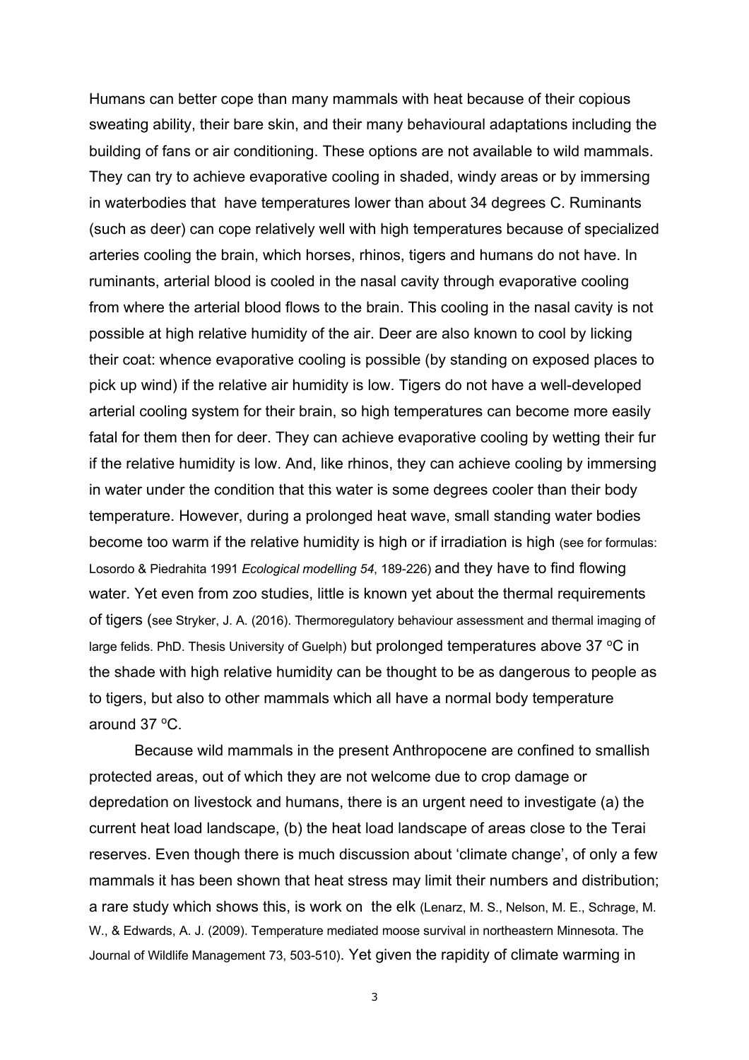Humans can better cope than many mammals with heat because of their copious sweating ability, their bare skin, and their many behavioural adaptations including the building of fans or air conditioning. These options are not available to wild mammals. They can try to achieve evaporative cooling in shaded, windy areas or by immersing in waterbodies that have temperatures lower than about 34 degrees C. Ruminants (such as deer) can cope relatively well with high temperatures because of specialized arteries cooling the brain, which horses, rhinos, tigers and humans do not have. In ruminants, arterial blood is cooled in the nasal cavity through evaporative cooling from where the arterial blood flows to the brain. This cooling in the nasal cavity is not possible at high relative humidity of the air. Deer are also known to cool by licking their coat: whence evaporative cooling is possible (by standing on exposed places to pick up wind) if the relative air humidity is low. Tigers do not have a well-developed arterial cooling system for their brain, so high temperatures can become more easily fatal for them then for deer. They can achieve evaporative cooling by wetting their fur if the relative humidity is low. And, like rhinos, they can achieve cooling by immersing in water under the condition that this water is some degrees cooler than their body temperature. However, during a prolonged heat wave, small standing water bodies become too warm if the relative humidity is high or if irradiation is high (see for formulas: Losordo & Piedrahita 1991 *Ecological modelling 54*, 189-226) and they have to find flowing water. Yet even from zoo studies, little is known yet about the thermal requirements of tigers (see Stryker, J. A. (2016). Thermoregulatory behaviour assessment and thermal imaging of large felids. PhD. Thesis University of Guelph) but prolonged temperatures above 37 °C in the shade with high relative humidity can be thought to be as dangerous to people as to tigers, but also to other mammals which all have a normal body temperature around 37 °C.

Because wild mammals in the present Anthropocene are confined to smallish protected areas, out of which they are not welcome due to crop damage or depredation on livestock and humans, there is an urgent need to investigate (a) the current heat load landscape, (b) the heat load landscape of areas close to the Terai reserves. Even though there is much discussion about 'climate change', of only a few mammals it has been shown that heat stress may limit their numbers and distribution; a rare study which shows this, is work on the elk (Lenarz, M. S., Nelson, M. E., Schrage, M. W., & Edwards, A. J. (2009). Temperature mediated moose survival in northeastern Minnesota. The Journal of Wildlife Management 73, 503-510). Yet given the rapidity of climate warming in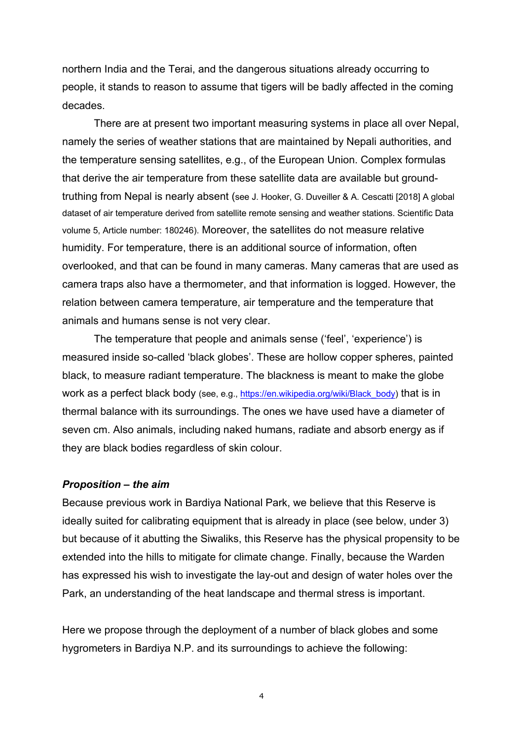northern India and the Terai, and the dangerous situations already occurring to people, it stands to reason to assume that tigers will be badly affected in the coming decades.

There are at present two important measuring systems in place all over Nepal, namely the series of weather stations that are maintained by Nepali authorities, and the temperature sensing satellites, e.g., of the European Union. Complex formulas that derive the air temperature from these satellite data are available but ground-truthing from Nepal is nearly absent (see J. Hooker, G. Duveiller & A. Cescatti [2018] A global dataset of air temperature derived from satellite remote sensing and weather stations. Scientific Data volume 5, Article number: 180246). Moreover, the satellites do not measure relative humidity. For temperature, there is an additional source of information, often overlooked, and that can be found in many cameras. Many cameras that are used as camera traps also have a thermometer, and that information is logged. However, the relation between camera temperature, air temperature and the temperature that animals and humans sense is not very clear.

The temperature that people and animals sense ('feel', 'experience') is measured inside so-called 'black globes'. These are hollow copper spheres, painted black, to measure radiant temperature. The blackness is meant to make the globe work as a perfect black body (see, e.g., https://en.wikipedia.org/wiki/Black_body) that is in thermal balance with its surroundings. The ones we have used have a diameter of seven cm. Also animals, including naked humans, radiate and absorb energy as if they are black bodies regardless of skin colour.

### ***Proposition – the aim***

Because previous work in Bardiya National Park, we believe that this Reserve is ideally suited for calibrating equipment that is already in place (see below, under 3) but because of it abutting the Siwaliks, this Reserve has the physical propensity to be extended into the hills to mitigate for climate change. Finally, because the Warden has expressed his wish to investigate the lay-out and design of water holes over the Park, an understanding of the heat landscape and thermal stress is important.

Here we propose through the deployment of a number of black globes and some hygrometers in Bardiya N.P. and its surroundings to achieve the following: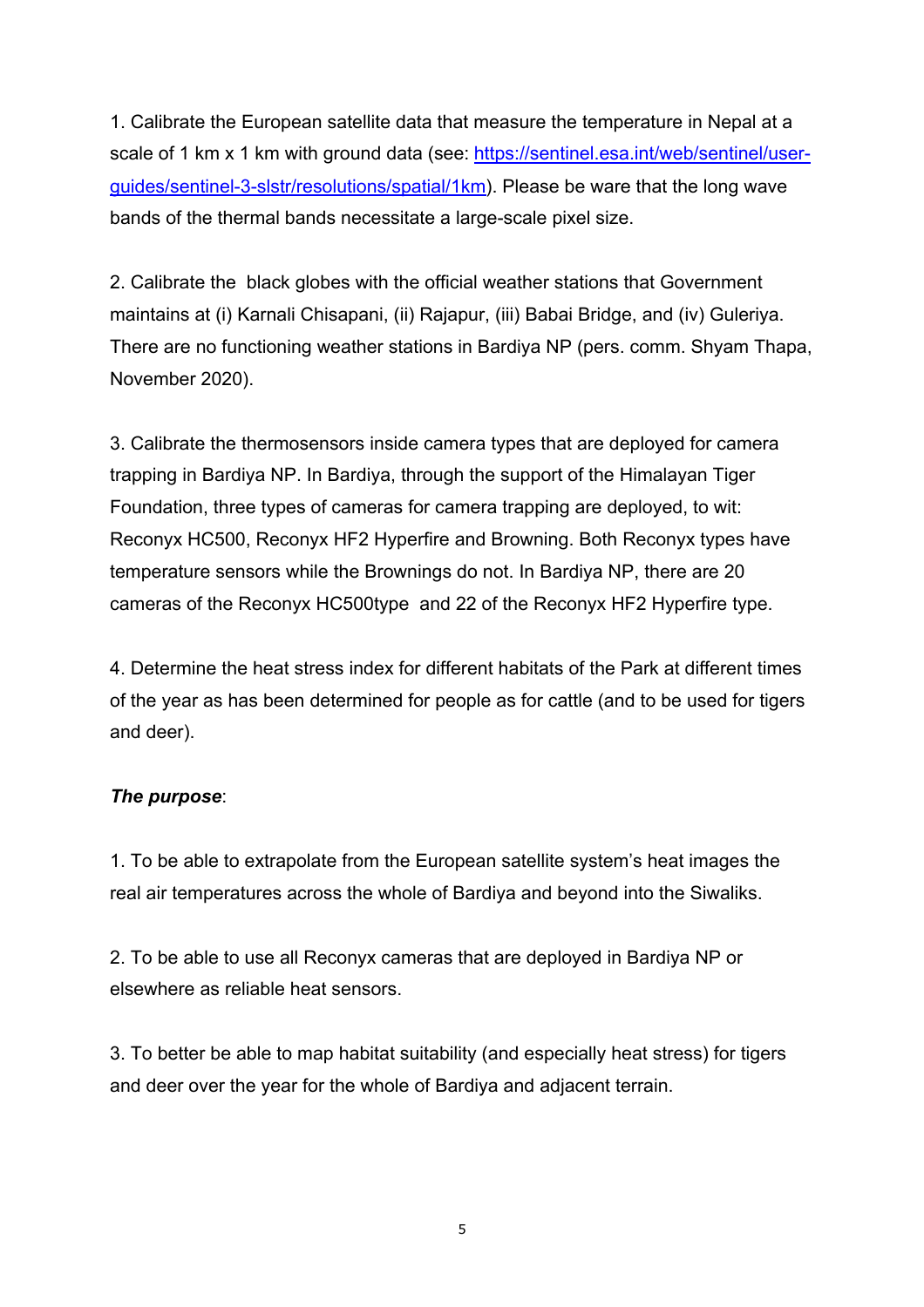1. Calibrate the European satellite data that measure the temperature in Nepal at a scale of 1 km x 1 km with ground data (see: [https://sentinel.esa.int/web/sentinel/user-guides/sentinel-3-slstr/resolutions/spatial/1km](https://sentinel.esa.int/web/sentinel/user-guides/sentinel-3-slstr/resolutions/spatial/1km)). Please be ware that the long wave bands of the thermal bands necessitate a large-scale pixel size.

2. Calibrate the black globes with the official weather stations that Government maintains at (i) Karnali Chisapani, (ii) Rajapur, (iii) Babai Bridge, and (iv) Guleriya. There are no functioning weather stations in Bardiya NP (pers. comm. Shyam Thapa, November 2020).

3. Calibrate the thermosensors inside camera types that are deployed for camera trapping in Bardiya NP. In Bardiya, through the support of the Himalayan Tiger Foundation, three types of cameras for camera trapping are deployed, to wit: Reconyx HC500, Reconyx HF2 Hyperfire and Browning. Both Reconyx types have temperature sensors while the Brownings do not. In Bardiya NP, there are 20 cameras of the Reconyx HC500type and 22 of the Reconyx HF2 Hyperfire type.

4. Determine the heat stress index for different habitats of the Park at different times of the year as has been determined for people as for cattle (and to be used for tigers and deer).

***The purpose***:

1. To be able to extrapolate from the European satellite system's heat images the real air temperatures across the whole of Bardiya and beyond into the Siwaliks.

2. To be able to use all Reconyx cameras that are deployed in Bardiya NP or elsewhere as reliable heat sensors.

3. To better be able to map habitat suitability (and especially heat stress) for tigers and deer over the year for the whole of Bardiya and adjacent terrain.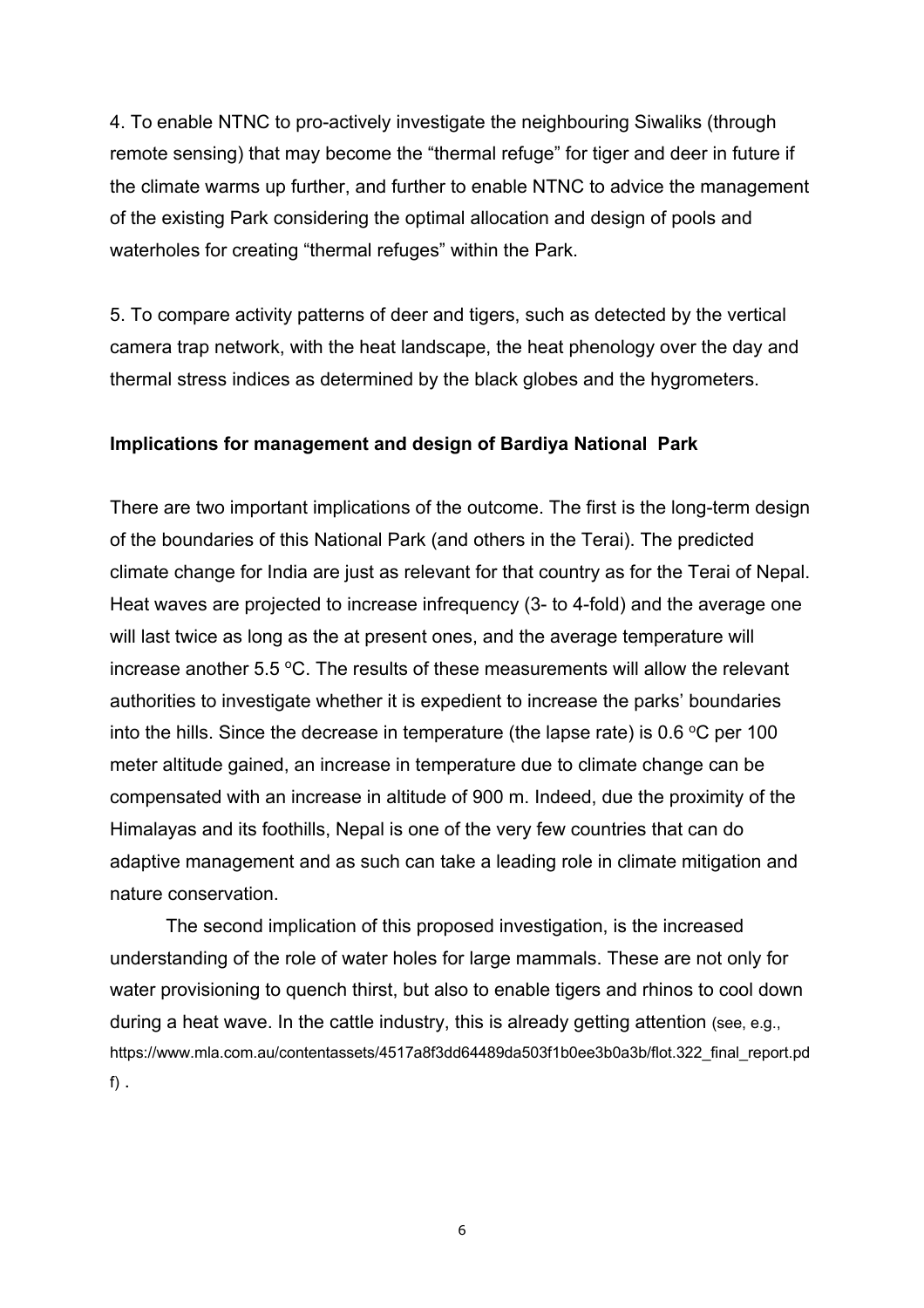4. To enable NTNC to pro-actively investigate the neighbouring Siwaliks (through remote sensing) that may become the “thermal refuge” for tiger and deer in future if the climate warms up further, and further to enable NTNC to advice the management of the existing Park considering the optimal allocation and design of pools and waterholes for creating “thermal refuges” within the Park.

5. To compare activity patterns of deer and tigers, such as detected by the vertical camera trap network, with the heat landscape, the heat phenology over the day and thermal stress indices as determined by the black globes and the hygrometers.

**Implications for management and design of Bardiya National Park**

There are two important implications of the outcome. The first is the long-term design of the boundaries of this National Park (and others in the Terai). The predicted climate change for India are just as relevant for that country as for the Terai of Nepal. Heat waves are projected to increase infrequency (3- to 4-fold) and the average one will last twice as long as the at present ones, and the average temperature will increase another 5.5 $^{o}$C. The results of these measurements will allow the relevant authorities to investigate whether it is expedient to increase the parks’ boundaries into the hills. Since the decrease in temperature (the lapse rate) is 0.6 $^{o}$C per 100 meter altitude gained, an increase in temperature due to climate change can be compensated with an increase in altitude of 900 m. Indeed, due the proximity of the Himalayas and its foothills, Nepal is one of the very few countries that can do adaptive management and as such can take a leading role in climate mitigation and nature conservation.

The second implication of this proposed investigation, is the increased understanding of the role of water holes for large mammals. These are not only for water provisioning to quench thirst, but also to enable tigers and rhinos to cool down during a heat wave. In the cattle industry, this is already getting attention (see, e.g., https://www.mla.com.au/contentassets/4517a8f3dd64489da503f1b0ee3b0a3b/flot.322_final_report.pdf) .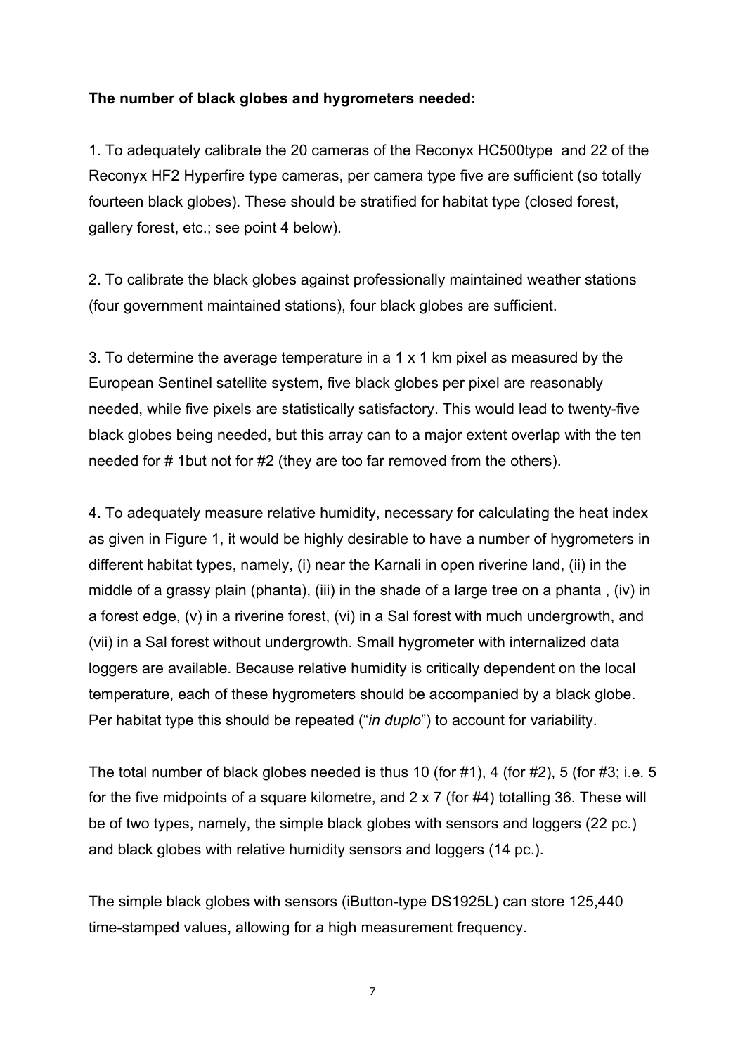**The number of black globes and hygrometers needed:**

1. To adequately calibrate the 20 cameras of the Reconyx HC500type and 22 of the Reconyx HF2 Hyperfire type cameras, per camera type five are sufficient (so totally fourteen black globes). These should be stratified for habitat type (closed forest, gallery forest, etc.; see point 4 below).

2. To calibrate the black globes against professionally maintained weather stations (four government maintained stations), four black globes are sufficient.

3. To determine the average temperature in a 1 x 1 km pixel as measured by the European Sentinel satellite system, five black globes per pixel are reasonably needed, while five pixels are statistically satisfactory. This would lead to twenty-five black globes being needed, but this array can to a major extent overlap with the ten needed for # 1but not for #2 (they are too far removed from the others).

4. To adequately measure relative humidity, necessary for calculating the heat index as given in Figure 1, it would be highly desirable to have a number of hygrometers in different habitat types, namely, (i) near the Karnali in open riverine land, (ii) in the middle of a grassy plain (phanta), (iii) in the shade of a large tree on a phanta , (iv) in a forest edge, (v) in a riverine forest, (vi) in a Sal forest with much undergrowth, and (vii) in a Sal forest without undergrowth. Small hygrometer with internalized data loggers are available. Because relative humidity is critically dependent on the local temperature, each of these hygrometers should be accompanied by a black globe. Per habitat type this should be repeated ("*in duplo*") to account for variability.

The total number of black globes needed is thus 10 (for #1), 4 (for #2), 5 (for #3; i.e. 5 for the five midpoints of a square kilometre, and 2 x 7 (for #4) totalling 36. These will be of two types, namely, the simple black globes with sensors and loggers (22 pc.) and black globes with relative humidity sensors and loggers (14 pc.).

The simple black globes with sensors (iButton-type DS1925L) can store 125,440 time-stamped values, allowing for a high measurement frequency.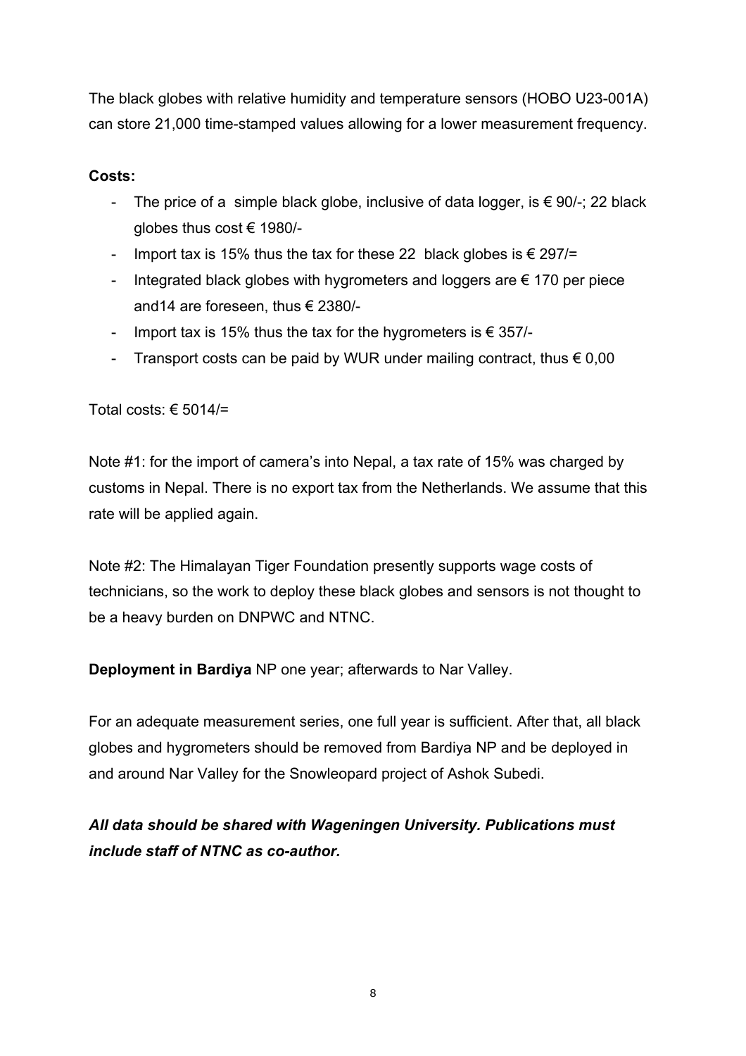The black globes with relative humidity and temperature sensors (HOBO U23-001A) can store 21,000 time-stamped values allowing for a lower measurement frequency.

**Costs:**

- The price of a  simple black globe, inclusive of data logger, is € 90/-; 22 black globes thus cost € 1980/-
- Import tax is 15% thus the tax for these 22  black globes is € 297/=
- Integrated black globes with hygrometers and loggers are € 170 per piece and14 are foreseen, thus € 2380/-
- Import tax is 15% thus the tax for the hygrometers is € 357/-
- Transport costs can be paid by WUR under mailing contract, thus € 0,00

Total costs: € 5014/=

Note #1: for the import of camera's into Nepal, a tax rate of 15% was charged by customs in Nepal. There is no export tax from the Netherlands. We assume that this rate will be applied again.

Note #2: The Himalayan Tiger Foundation presently supports wage costs of technicians, so the work to deploy these black globes and sensors is not thought to be a heavy burden on DNPWC and NTNC.

**Deployment in Bardiya** NP one year; afterwards to Nar Valley.

For an adequate measurement series, one full year is sufficient. After that, all black globes and hygrometers should be removed from Bardiya NP and be deployed in and around Nar Valley for the Snowleopard project of Ashok Subedi.

***All data should be shared with Wageningen University. Publications must include staff of NTNC as co-author.***